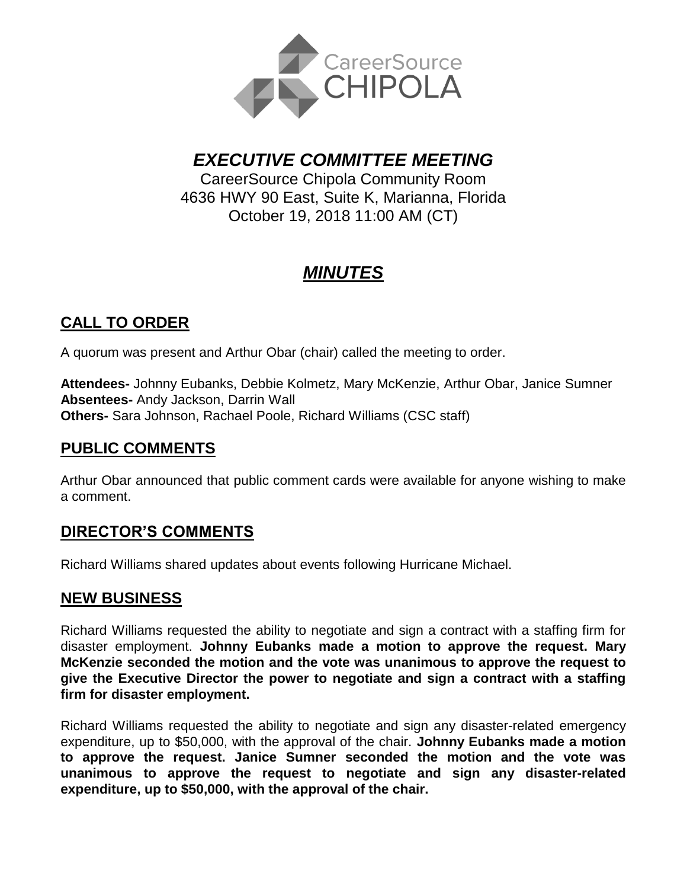CareerSource CHIPOLA

# *EXECUTIVE COMMITTEE MEETING*

CareerSource Chipola Community Room
4636 HWY 90 East, Suite K, Marianna, Florida
October 19, 2018 11:00 AM (CT)

# ***MINUTES***

## CALL TO ORDER

A quorum was present and Arthur Obar (chair) called the meeting to order.

**Attendees-** Johnny Eubanks, Debbie Kolmetz, Mary McKenzie, Arthur Obar, Janice Sumner
**Absentees-** Andy Jackson, Darrin Wall
**Others-** Sara Johnson, Rachael Poole, Richard Williams (CSC staff)

## PUBLIC COMMENTS

Arthur Obar announced that public comment cards were available for anyone wishing to make a comment.

## DIRECTOR'S COMMENTS

Richard Williams shared updates about events following Hurricane Michael.

## NEW BUSINESS

Richard Williams requested the ability to negotiate and sign a contract with a staffing firm for disaster employment. **Johnny Eubanks made a motion to approve the request. Mary McKenzie seconded the motion and the vote was unanimous to approve the request to give the Executive Director the power to negotiate and sign a contract with a staffing firm for disaster employment.**

Richard Williams requested the ability to negotiate and sign any disaster-related emergency expenditure, up to $50,000, with the approval of the chair. **Johnny Eubanks made a motion to approve the request. Janice Sumner seconded the motion and the vote was unanimous to approve the request to negotiate and sign any disaster-related expenditure, up to $50,000, with the approval of the chair.**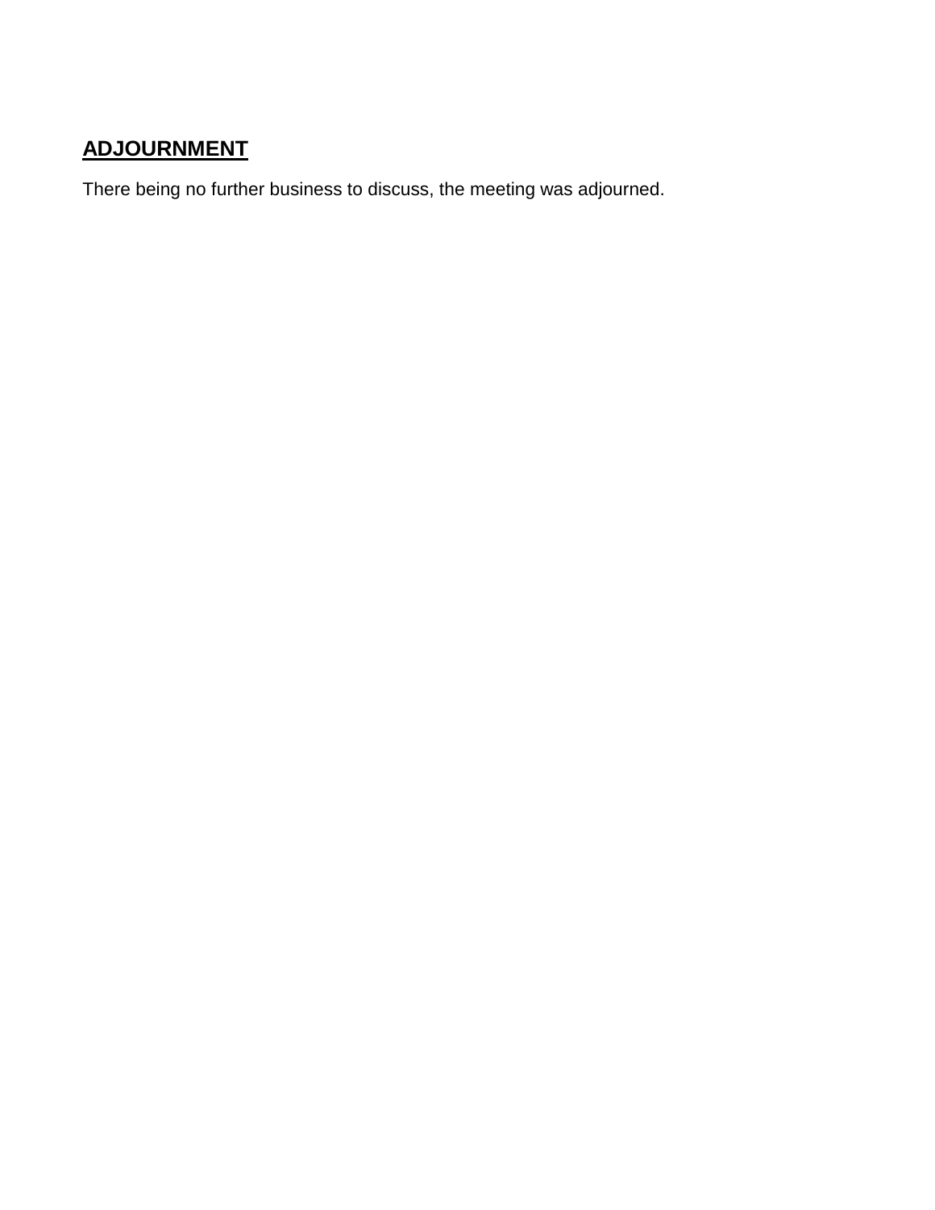## **ADJOURNMENT**

There being no further business to discuss, the meeting was adjourned.